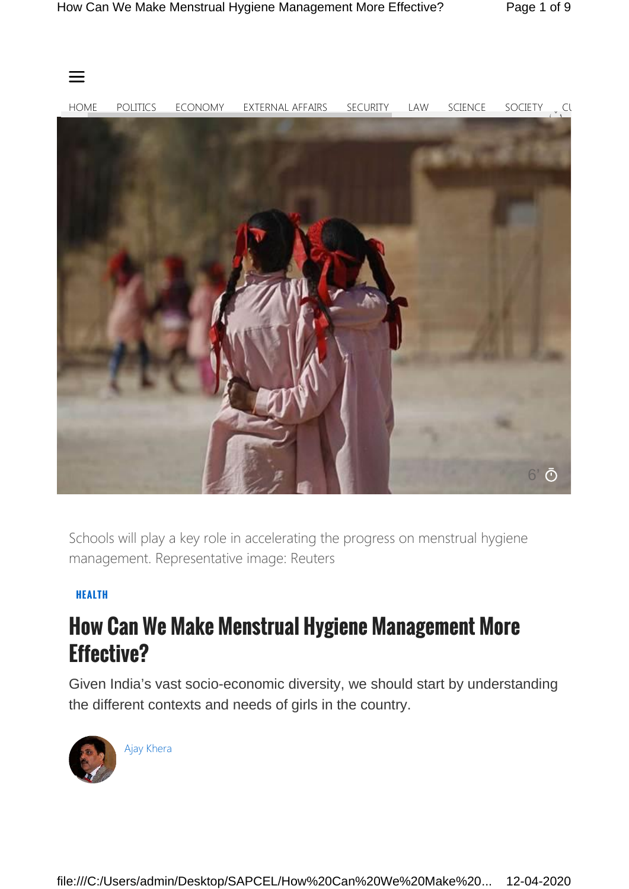HOME POLITICS ECONOMY EXTERNAL AFFAIRS SECURITY LAW SCIENCE SOCIETY CU

Schools will play a key role in accelerating the progress on menstrual hygiene management. Representative image: Reuters

**HEALTH**

# How Can We Make Menstrual Hygiene Management More Effective?

Given India's vast socio-economic diversity, we should start by understanding the different contexts and needs of girls in the country.

Ajay Khera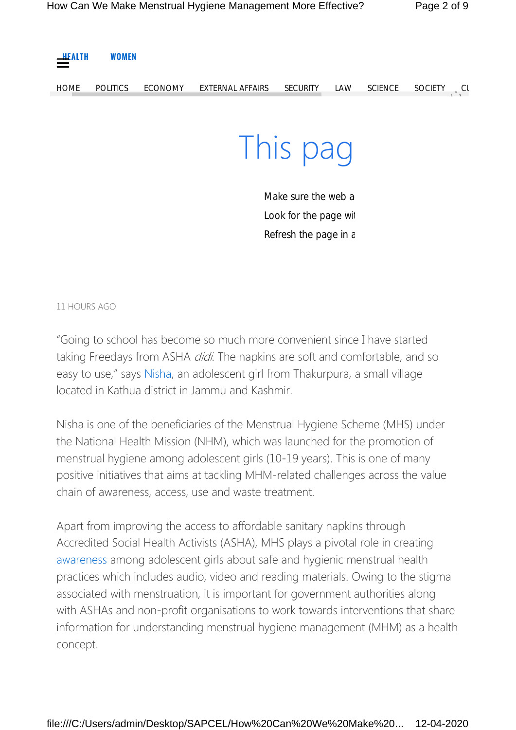HEALTH WOMEN

HOME POLITICS ECONOMY EXTERNAL AFFAIRS SECURITY LAW SCIENCE SOCIETY CU

# This pag

Make sure the web a
Look for the page wi
Refresh the page in a

11 HOURS AGO

"Going to school has become so much more convenient since I have started taking Freedays from ASHA *didi*. The napkins are soft and comfortable, and so easy to use," says Nisha, an adolescent girl from Thakurpura, a small village located in Kathua district in Jammu and Kashmir.

Nisha is one of the beneficiaries of the Menstrual Hygiene Scheme (MHS) under the National Health Mission (NHM), which was launched for the promotion of menstrual hygiene among adolescent girls (10-19 years). This is one of many positive initiatives that aims at tackling MHM-related challenges across the value chain of awareness, access, use and waste treatment.

Apart from improving the access to affordable sanitary napkins through Accredited Social Health Activists (ASHA), MHS plays a pivotal role in creating awareness among adolescent girls about safe and hygienic menstrual health practices which includes audio, video and reading materials. Owing to the stigma associated with menstruation, it is important for government authorities along with ASHAs and non-profit organisations to work towards interventions that share information for understanding menstrual hygiene management (MHM) as a health concept.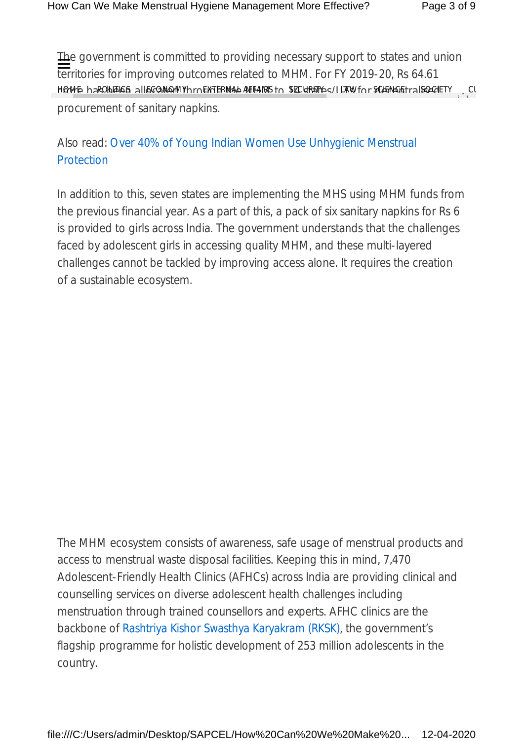The government is committed to providing necessary support to states and union territories for improving outcomes related to MHM. For FY 2019-20, Rs 64.61 crore has been allocated through NHM to states/UTs for decentralised procurement of sanitary napkins.

Also read: Over 40% of Young Indian Women Use Unhygienic Menstrual Protection

In addition to this, seven states are implementing the MHS using MHM funds from the previous financial year. As a part of this, a pack of six sanitary napkins for Rs 6 is provided to girls across India. The government understands that the challenges faced by adolescent girls in accessing quality MHM, and these multi-layered challenges cannot be tackled by improving access alone. It requires the creation of a sustainable ecosystem.

The MHM ecosystem consists of awareness, safe usage of menstrual products and access to menstrual waste disposal facilities. Keeping this in mind, 7,470 Adolescent-Friendly Health Clinics (AFHCs) across India are providing clinical and counselling services on diverse adolescent health challenges including menstruation through trained counsellors and experts. AFHC clinics are the backbone of Rashtriya Kishor Swasthya Karyakram (RKSK), the government's flagship programme for holistic development of 253 million adolescents in the country.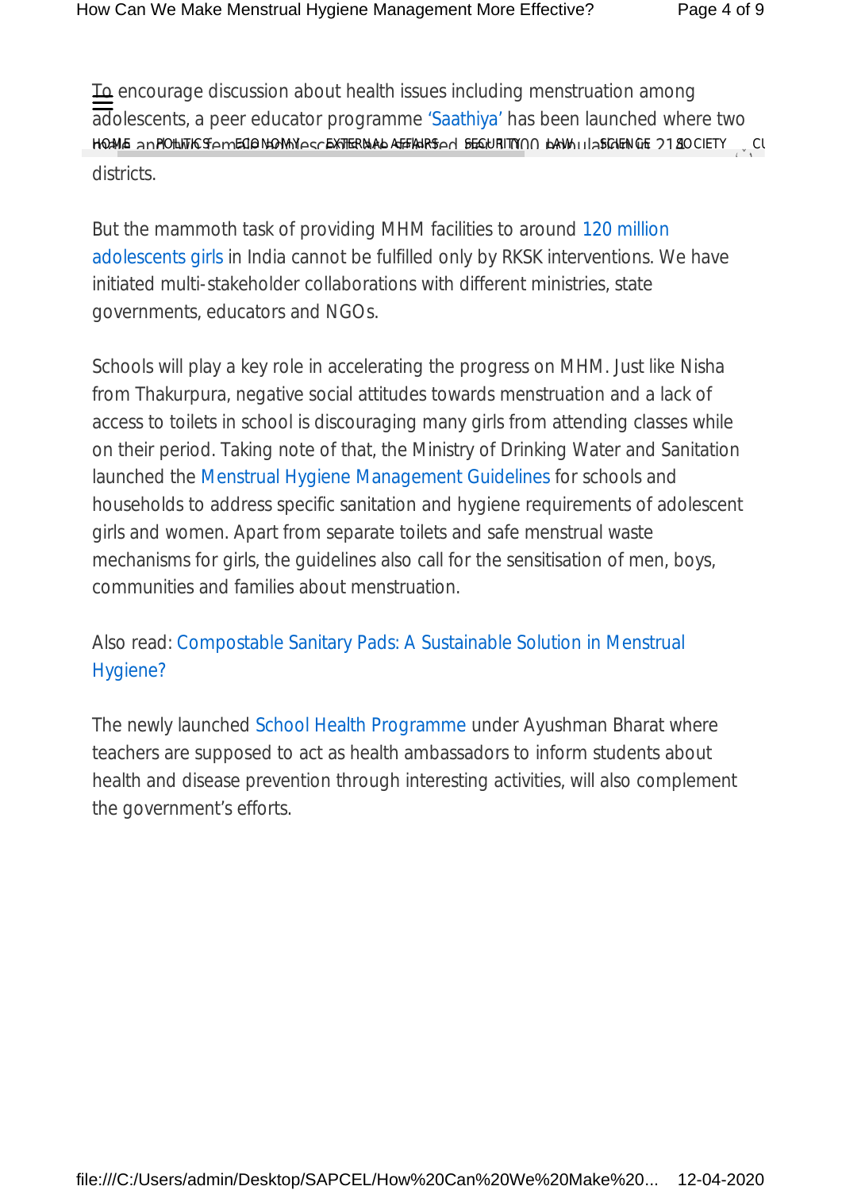To encourage discussion about health issues including menstruation among adolescents, a peer educator programme 'Saathiya' has been launched where two male and two female adolescents are selected per 1000 population in 21 districts.

But the mammoth task of providing MHM facilities to around 120 million adolescents girls in India cannot be fulfilled only by RKSK interventions. We have initiated multi-stakeholder collaborations with different ministries, state governments, educators and NGOs.

Schools will play a key role in accelerating the progress on MHM. Just like Nisha from Thakurpura, negative social attitudes towards menstruation and a lack of access to toilets in school is discouraging many girls from attending classes while on their period. Taking note of that, the Ministry of Drinking Water and Sanitation launched the Menstrual Hygiene Management Guidelines for schools and households to address specific sanitation and hygiene requirements of adolescent girls and women. Apart from separate toilets and safe menstrual waste mechanisms for girls, the guidelines also call for the sensitisation of men, boys, communities and families about menstruation.

Also read: Compostable Sanitary Pads: A Sustainable Solution in Menstrual Hygiene?

The newly launched School Health Programme under Ayushman Bharat where teachers are supposed to act as health ambassadors to inform students about health and disease prevention through interesting activities, will also complement the government's efforts.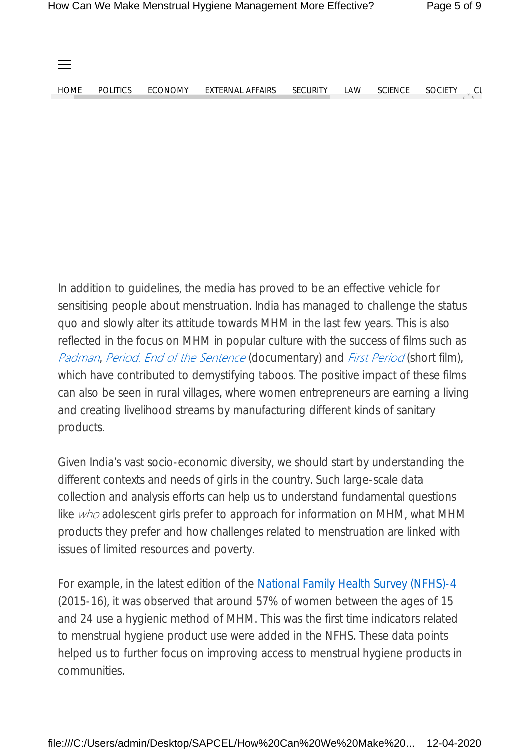In addition to guidelines, the media has proved to be an effective vehicle for sensitising people about menstruation. India has managed to challenge the status quo and slowly alter its attitude towards MHM in the last few years. This is also reflected in the focus on MHM in popular culture with the success of films such as *Padman*, *Period. End of the Sentence* (documentary) and *First Period* (short film), which have contributed to demystifying taboos. The positive impact of these films can also be seen in rural villages, where women entrepreneurs are earning a living and creating livelihood streams by manufacturing different kinds of sanitary products.

Given India's vast socio-economic diversity, we should start by understanding the different contexts and needs of girls in the country. Such large-scale data collection and analysis efforts can help us to understand fundamental questions like *who* adolescent girls prefer to approach for information on MHM, what MHM products they prefer and how challenges related to menstruation are linked with issues of limited resources and poverty.

For example, in the latest edition of the National Family Health Survey (NFHS)-4 (2015-16), it was observed that around 57% of women between the ages of 15 and 24 use a hygienic method of MHM. This was the first time indicators related to menstrual hygiene product use were added in the NFHS. These data points helped us to further focus on improving access to menstrual hygiene products in communities.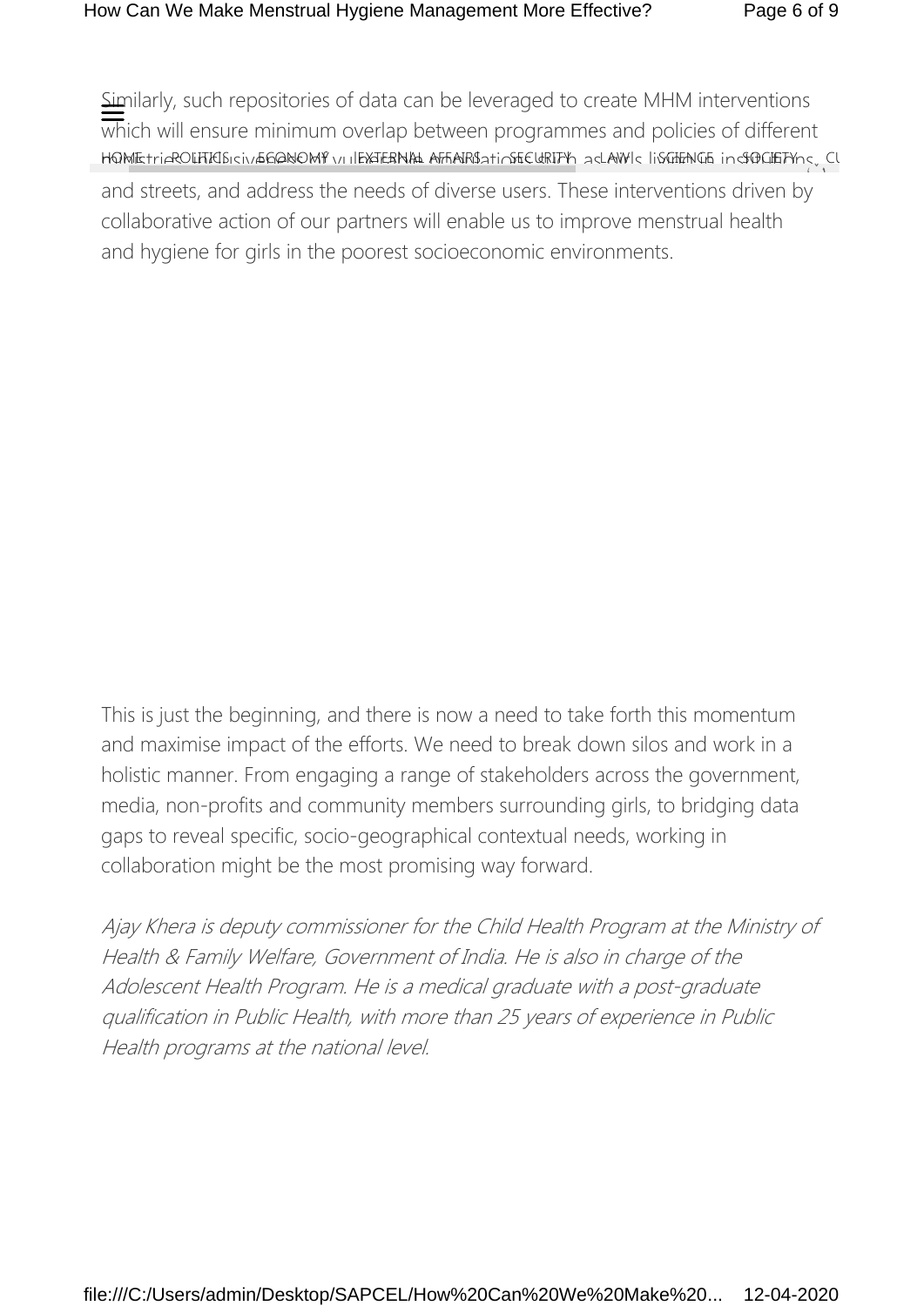Similarly, such repositories of data can be leveraged to create MHM interventions which will ensure minimum overlap between programmes and policies of different ministries, inclusiveness of vulnerable populations such as girls living in institutions, and streets, and address the needs of diverse users. These interventions driven by collaborative action of our partners will enable us to improve menstrual health and hygiene for girls in the poorest socioeconomic environments.

This is just the beginning, and there is now a need to take forth this momentum and maximise impact of the efforts. We need to break down silos and work in a holistic manner. From engaging a range of stakeholders across the government, media, non-profits and community members surrounding girls, to bridging data gaps to reveal specific, socio-geographical contextual needs, working in collaboration might be the most promising way forward.

*Ajay Khera is deputy commissioner for the Child Health Program at the Ministry of Health & Family Welfare, Government of India. He is also in charge of the Adolescent Health Program. He is a medical graduate with a post-graduate qualification in Public Health, with more than 25 years of experience in Public Health programs at the national level.*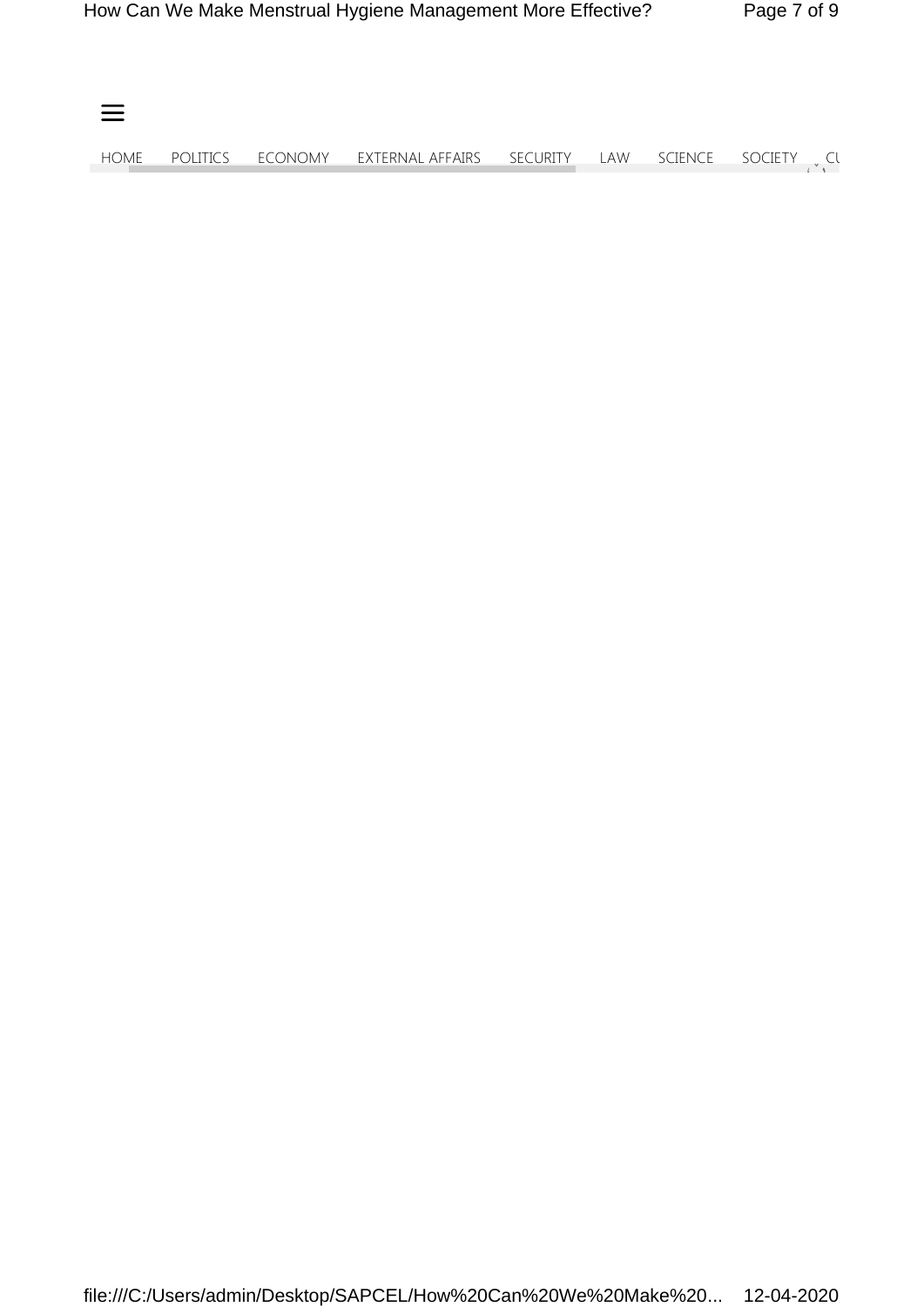HOME POLITICS ECONOMY EXTERNAL AFFAIRS SECURITY LAW SCIENCE SOCIETY CU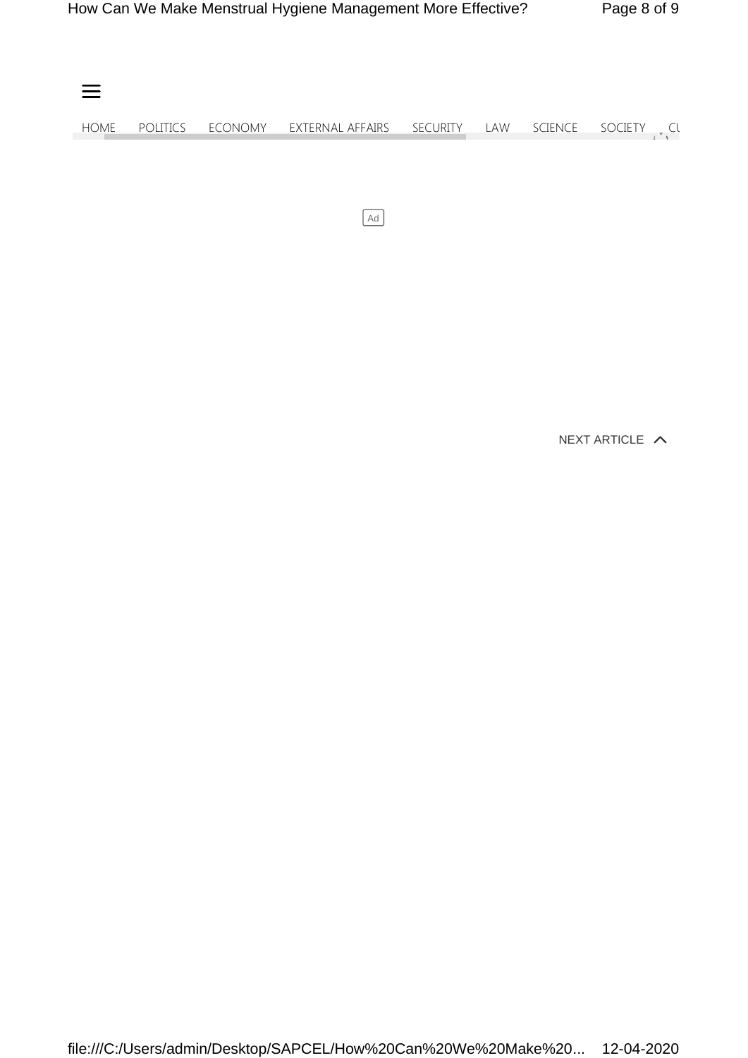HOME POLITICS ECONOMY EXTERNAL AFFAIRS SECURITY LAW SCIENCE SOCIETY CU

Ad

NEXT ARTICLE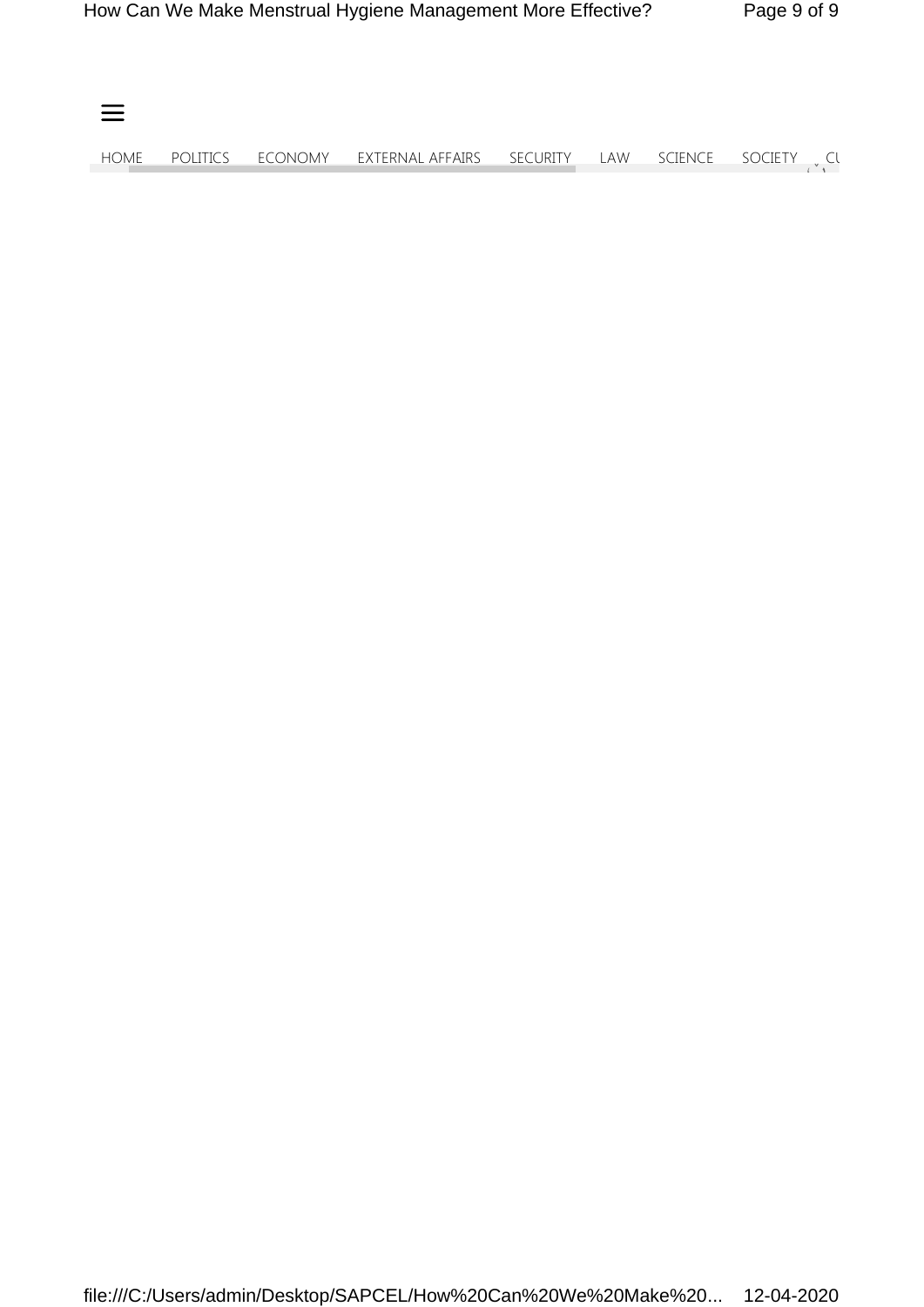HOME POLITICS ECONOMY EXTERNAL AFFAIRS SECURITY LAW SCIENCE SOCIETY CU